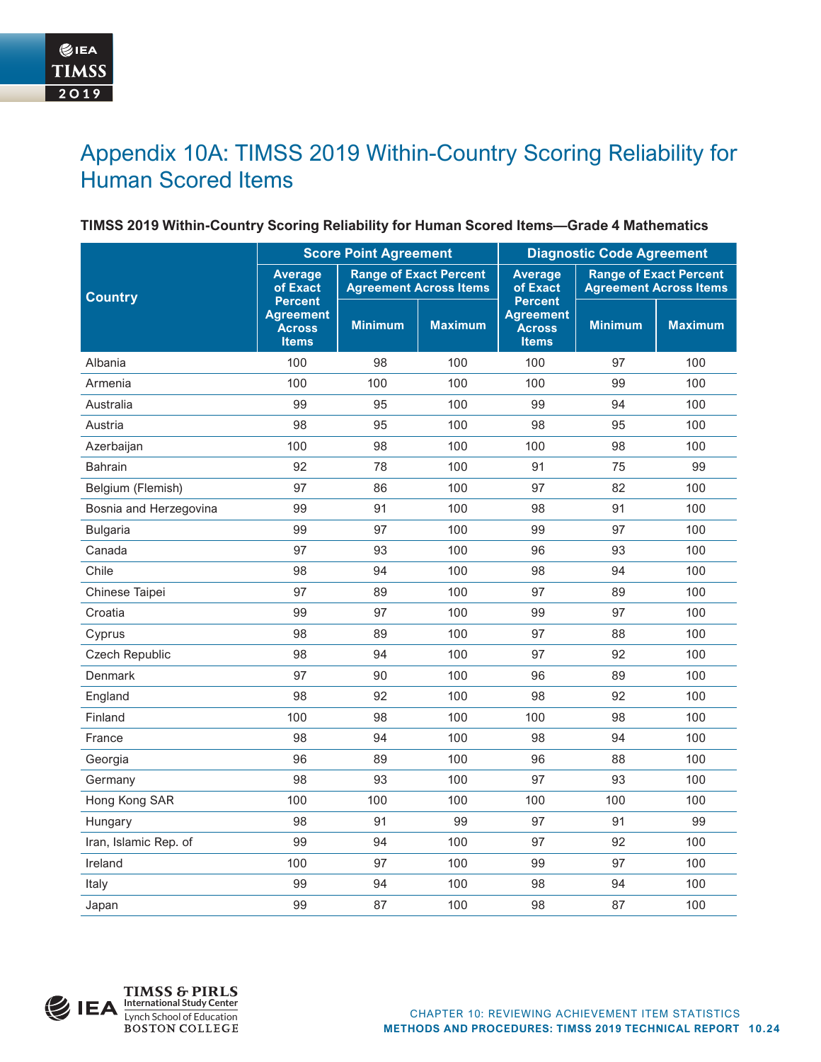# Appendix 10A: TIMSS 2019 Within-Country Scoring Reliability for Human Scored Items

**TIMSS 2019 Within-Country Scoring Reliability for Human Scored Items—Grade 4 Mathematics**

| Country | Score Point Agreement | | | Diagnostic Code Agreement | | |
|---|---|---|---|---|---|---|
| | Average of Exact Percent Agreement Across Items | Range of Exact Percent Agreement Across Items | | Average of Exact Percent Agreement Across Items | Range of Exact Percent Agreement Across Items | |
| | | Minimum | Maximum | | Minimum | Maximum |
| Albania | 100 | 98 | 100 | 100 | 97 | 100 |
| Armenia | 100 | 100 | 100 | 100 | 99 | 100 |
| Australia | 99 | 95 | 100 | 99 | 94 | 100 |
| Austria | 98 | 95 | 100 | 98 | 95 | 100 |
| Azerbaijan | 100 | 98 | 100 | 100 | 98 | 100 |
| Bahrain | 92 | 78 | 100 | 91 | 75 | 99 |
| Belgium (Flemish) | 97 | 86 | 100 | 97 | 82 | 100 |
| Bosnia and Herzegovina | 99 | 91 | 100 | 98 | 91 | 100 |
| Bulgaria | 99 | 97 | 100 | 99 | 97 | 100 |
| Canada | 97 | 93 | 100 | 96 | 93 | 100 |
| Chile | 98 | 94 | 100 | 98 | 94 | 100 |
| Chinese Taipei | 97 | 89 | 100 | 97 | 89 | 100 |
| Croatia | 99 | 97 | 100 | 99 | 97 | 100 |
| Cyprus | 98 | 89 | 100 | 97 | 88 | 100 |
| Czech Republic | 98 | 94 | 100 | 97 | 92 | 100 |
| Denmark | 97 | 90 | 100 | 96 | 89 | 100 |
| England | 98 | 92 | 100 | 98 | 92 | 100 |
| Finland | 100 | 98 | 100 | 100 | 98 | 100 |
| France | 98 | 94 | 100 | 98 | 94 | 100 |
| Georgia | 96 | 89 | 100 | 96 | 88 | 100 |
| Germany | 98 | 93 | 100 | 97 | 93 | 100 |
| Hong Kong SAR | 100 | 100 | 100 | 100 | 100 | 100 |
| Hungary | 98 | 91 | 99 | 97 | 91 | 99 |
| Iran, Islamic Rep. of | 99 | 94 | 100 | 97 | 92 | 100 |
| Ireland | 100 | 97 | 100 | 99 | 97 | 100 |
| Italy | 99 | 94 | 100 | 98 | 94 | 100 |
| Japan | 99 | 87 | 100 | 98 | 87 | 100 |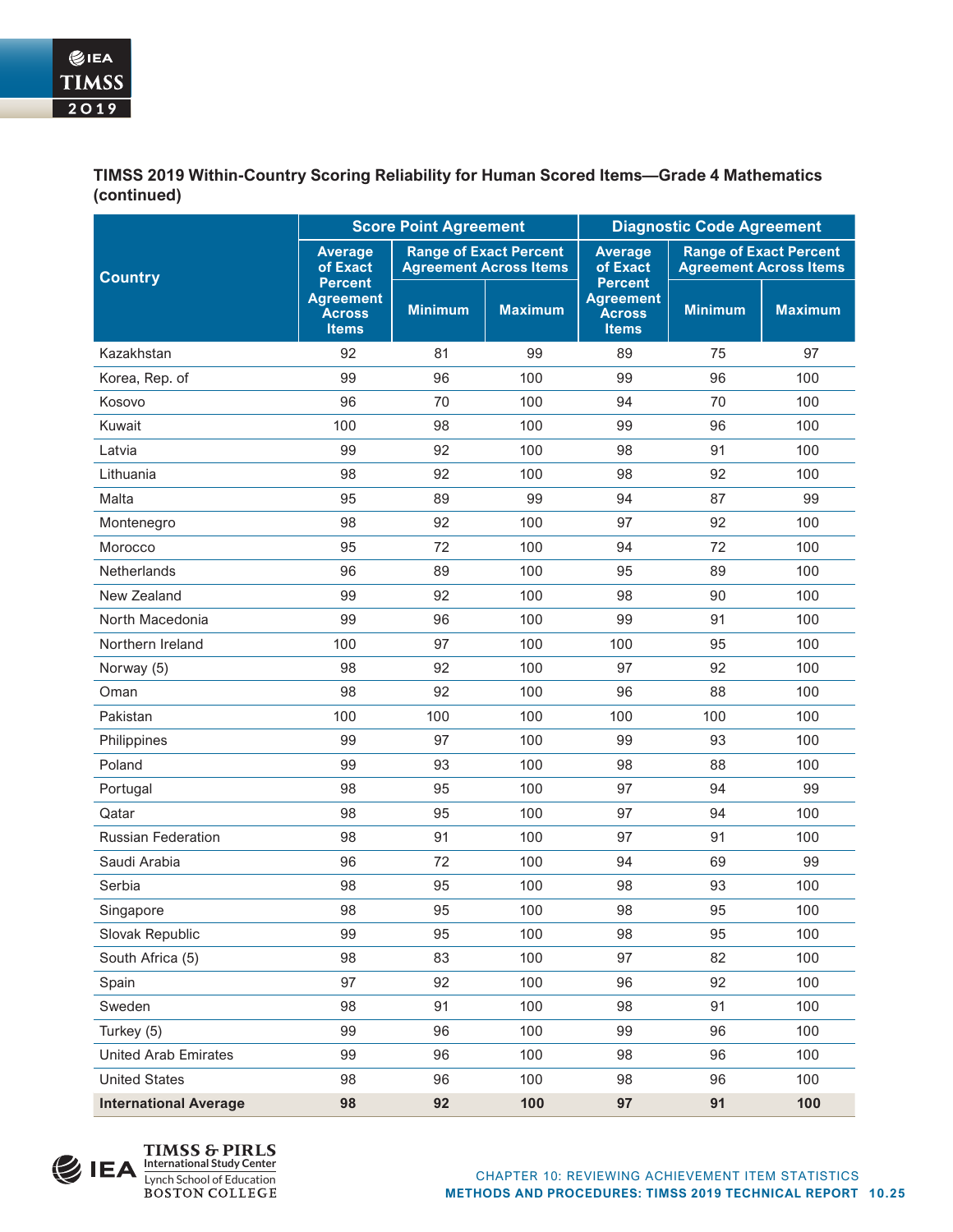**TIMSS 2019 Within-Country Scoring Reliability for Human Scored Items—Grade 4 Mathematics (continued)**

| Country | Score Point Agreement | | | Diagnostic Code Agreement | | |
|---|---|---|---|---|---|---|
| | Average of Exact Percent Agreement Across Items | Range of Exact Percent Agreement Across Items | | Average of Exact Percent Agreement Across Items | Range of Exact Percent Agreement Across Items | |
| | | Minimum | Maximum | | Minimum | Maximum |
| Kazakhstan | 92 | 81 | 99 | 89 | 75 | 97 |
| Korea, Rep. of | 99 | 96 | 100 | 99 | 96 | 100 |
| Kosovo | 96 | 70 | 100 | 94 | 70 | 100 |
| Kuwait | 100 | 98 | 100 | 99 | 96 | 100 |
| Latvia | 99 | 92 | 100 | 98 | 91 | 100 |
| Lithuania | 98 | 92 | 100 | 98 | 92 | 100 |
| Malta | 95 | 89 | 99 | 94 | 87 | 99 |
| Montenegro | 98 | 92 | 100 | 97 | 92 | 100 |
| Morocco | 95 | 72 | 100 | 94 | 72 | 100 |
| Netherlands | 96 | 89 | 100 | 95 | 89 | 100 |
| New Zealand | 99 | 92 | 100 | 98 | 90 | 100 |
| North Macedonia | 99 | 96 | 100 | 99 | 91 | 100 |
| Northern Ireland | 100 | 97 | 100 | 100 | 95 | 100 |
| Norway (5) | 98 | 92 | 100 | 97 | 92 | 100 |
| Oman | 98 | 92 | 100 | 96 | 88 | 100 |
| Pakistan | 100 | 100 | 100 | 100 | 100 | 100 |
| Philippines | 99 | 97 | 100 | 99 | 93 | 100 |
| Poland | 99 | 93 | 100 | 98 | 88 | 100 |
| Portugal | 98 | 95 | 100 | 97 | 94 | 99 |
| Qatar | 98 | 95 | 100 | 97 | 94 | 100 |
| Russian Federation | 98 | 91 | 100 | 97 | 91 | 100 |
| Saudi Arabia | 96 | 72 | 100 | 94 | 69 | 99 |
| Serbia | 98 | 95 | 100 | 98 | 93 | 100 |
| Singapore | 98 | 95 | 100 | 98 | 95 | 100 |
| Slovak Republic | 99 | 95 | 100 | 98 | 95 | 100 |
| South Africa (5) | 98 | 83 | 100 | 97 | 82 | 100 |
| Spain | 97 | 92 | 100 | 96 | 92 | 100 |
| Sweden | 98 | 91 | 100 | 98 | 91 | 100 |
| Turkey (5) | 99 | 96 | 100 | 99 | 96 | 100 |
| United Arab Emirates | 99 | 96 | 100 | 98 | 96 | 100 |
| United States | 98 | 96 | 100 | 98 | 96 | 100 |
| **International Average** | **98** | **92** | **100** | **97** | **91** | **100** |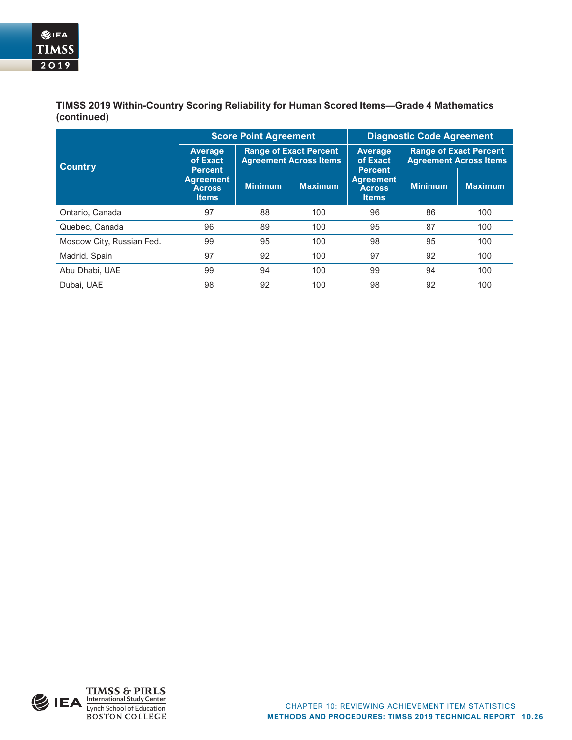**TIMSS 2019 Within-Country Scoring Reliability for Human Scored Items—Grade 4 Mathematics (continued)**

| Country | Score Point Agreement | | | Diagnostic Code Agreement | | |
|---|---|---|---|---|---|---|
| | Average of Exact Percent Agreement Across Items | Range of Exact Percent Agreement Across Items | | Average of Exact Percent Agreement Across Items | Range of Exact Percent Agreement Across Items | |
| | | Minimum | Maximum | | Minimum | Maximum |
| Ontario, Canada | 97 | 88 | 100 | 96 | 86 | 100 |
| Quebec, Canada | 96 | 89 | 100 | 95 | 87 | 100 |
| Moscow City, Russian Fed. | 99 | 95 | 100 | 98 | 95 | 100 |
| Madrid, Spain | 97 | 92 | 100 | 97 | 92 | 100 |
| Abu Dhabi, UAE | 99 | 94 | 100 | 99 | 94 | 100 |
| Dubai, UAE | 98 | 92 | 100 | 98 | 92 | 100 |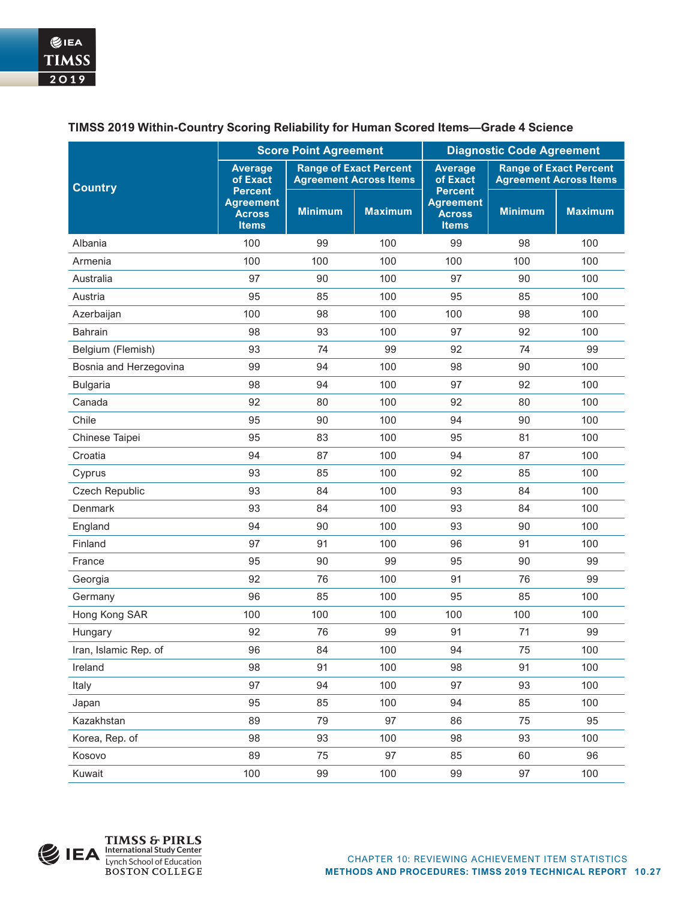### TIMSS 2019 Within-Country Scoring Reliability for Human Scored Items—Grade 4 Science

| Country | Score Point Agreement | | | Diagnostic Code Agreement | | |
|---|---|---|---|---|---|---|
| | Average of Exact Percent Agreement Across Items | Range of Exact Percent Agreement Across Items | | Average of Exact Percent Agreement Across Items | Range of Exact Percent Agreement Across Items | |
| | | Minimum | Maximum | | Minimum | Maximum |
| Albania | 100 | 99 | 100 | 99 | 98 | 100 |
| Armenia | 100 | 100 | 100 | 100 | 100 | 100 |
| Australia | 97 | 90 | 100 | 97 | 90 | 100 |
| Austria | 95 | 85 | 100 | 95 | 85 | 100 |
| Azerbaijan | 100 | 98 | 100 | 100 | 98 | 100 |
| Bahrain | 98 | 93 | 100 | 97 | 92 | 100 |
| Belgium (Flemish) | 93 | 74 | 99 | 92 | 74 | 99 |
| Bosnia and Herzegovina | 99 | 94 | 100 | 98 | 90 | 100 |
| Bulgaria | 98 | 94 | 100 | 97 | 92 | 100 |
| Canada | 92 | 80 | 100 | 92 | 80 | 100 |
| Chile | 95 | 90 | 100 | 94 | 90 | 100 |
| Chinese Taipei | 95 | 83 | 100 | 95 | 81 | 100 |
| Croatia | 94 | 87 | 100 | 94 | 87 | 100 |
| Cyprus | 93 | 85 | 100 | 92 | 85 | 100 |
| Czech Republic | 93 | 84 | 100 | 93 | 84 | 100 |
| Denmark | 93 | 84 | 100 | 93 | 84 | 100 |
| England | 94 | 90 | 100 | 93 | 90 | 100 |
| Finland | 97 | 91 | 100 | 96 | 91 | 100 |
| France | 95 | 90 | 99 | 95 | 90 | 99 |
| Georgia | 92 | 76 | 100 | 91 | 76 | 99 |
| Germany | 96 | 85 | 100 | 95 | 85 | 100 |
| Hong Kong SAR | 100 | 100 | 100 | 100 | 100 | 100 |
| Hungary | 92 | 76 | 99 | 91 | 71 | 99 |
| Iran, Islamic Rep. of | 96 | 84 | 100 | 94 | 75 | 100 |
| Ireland | 98 | 91 | 100 | 98 | 91 | 100 |
| Italy | 97 | 94 | 100 | 97 | 93 | 100 |
| Japan | 95 | 85 | 100 | 94 | 85 | 100 |
| Kazakhstan | 89 | 79 | 97 | 86 | 75 | 95 |
| Korea, Rep. of | 98 | 93 | 100 | 98 | 93 | 100 |
| Kosovo | 89 | 75 | 97 | 85 | 60 | 96 |
| Kuwait | 100 | 99 | 100 | 99 | 97 | 100 |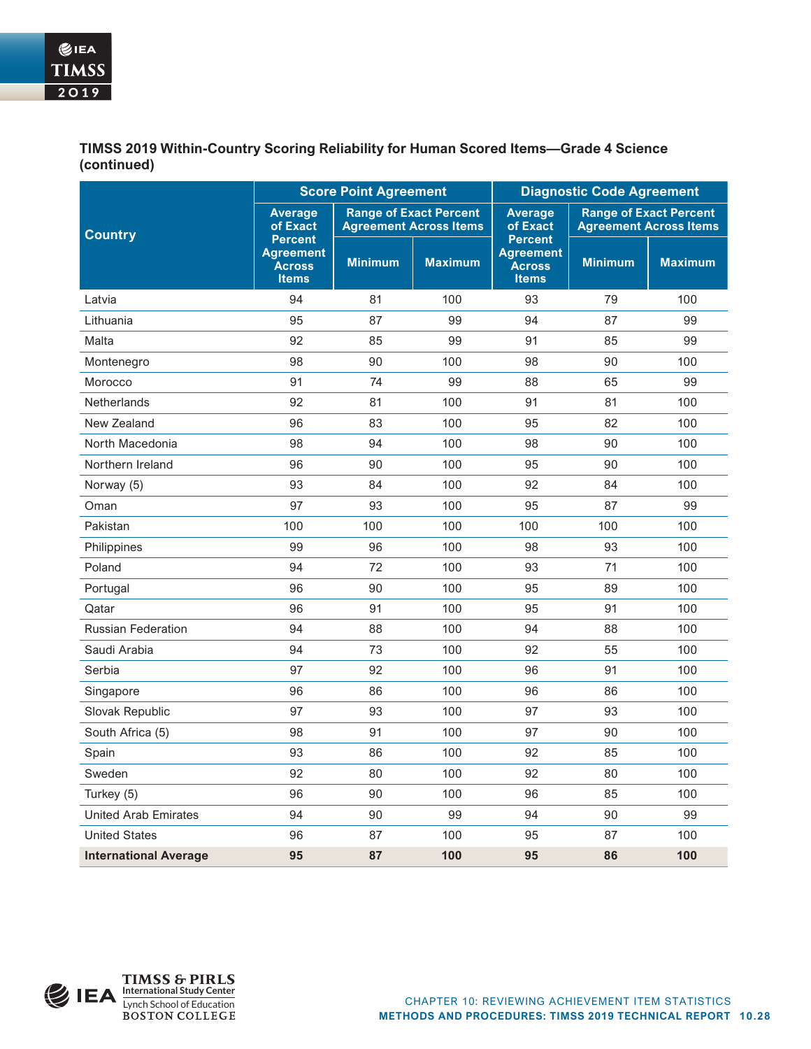**TIMSS 2019 Within-Country Scoring Reliability for Human Scored Items—Grade 4 Science (continued)**

| Country | Score Point Agreement | | | Diagnostic Code Agreement | | |
|---|---|---|---|---|---|---|
| | Average of Exact Percent Agreement Across Items | Range of Exact Percent Agreement Across Items | | Average of Exact Percent Agreement Across Items | Range of Exact Percent Agreement Across Items | |
| | | Minimum | Maximum | | Minimum | Maximum |
| Latvia | 94 | 81 | 100 | 93 | 79 | 100 |
| Lithuania | 95 | 87 | 99 | 94 | 87 | 99 |
| Malta | 92 | 85 | 99 | 91 | 85 | 99 |
| Montenegro | 98 | 90 | 100 | 98 | 90 | 100 |
| Morocco | 91 | 74 | 99 | 88 | 65 | 99 |
| Netherlands | 92 | 81 | 100 | 91 | 81 | 100 |
| New Zealand | 96 | 83 | 100 | 95 | 82 | 100 |
| North Macedonia | 98 | 94 | 100 | 98 | 90 | 100 |
| Northern Ireland | 96 | 90 | 100 | 95 | 90 | 100 |
| Norway (5) | 93 | 84 | 100 | 92 | 84 | 100 |
| Oman | 97 | 93 | 100 | 95 | 87 | 99 |
| Pakistan | 100 | 100 | 100 | 100 | 100 | 100 |
| Philippines | 99 | 96 | 100 | 98 | 93 | 100 |
| Poland | 94 | 72 | 100 | 93 | 71 | 100 |
| Portugal | 96 | 90 | 100 | 95 | 89 | 100 |
| Qatar | 96 | 91 | 100 | 95 | 91 | 100 |
| Russian Federation | 94 | 88 | 100 | 94 | 88 | 100 |
| Saudi Arabia | 94 | 73 | 100 | 92 | 55 | 100 |
| Serbia | 97 | 92 | 100 | 96 | 91 | 100 |
| Singapore | 96 | 86 | 100 | 96 | 86 | 100 |
| Slovak Republic | 97 | 93 | 100 | 97 | 93 | 100 |
| South Africa (5) | 98 | 91 | 100 | 97 | 90 | 100 |
| Spain | 93 | 86 | 100 | 92 | 85 | 100 |
| Sweden | 92 | 80 | 100 | 92 | 80 | 100 |
| Turkey (5) | 96 | 90 | 100 | 96 | 85 | 100 |
| United Arab Emirates | 94 | 90 | 99 | 94 | 90 | 99 |
| United States | 96 | 87 | 100 | 95 | 87 | 100 |
| **International Average** | **95** | **87** | **100** | **95** | **86** | **100** |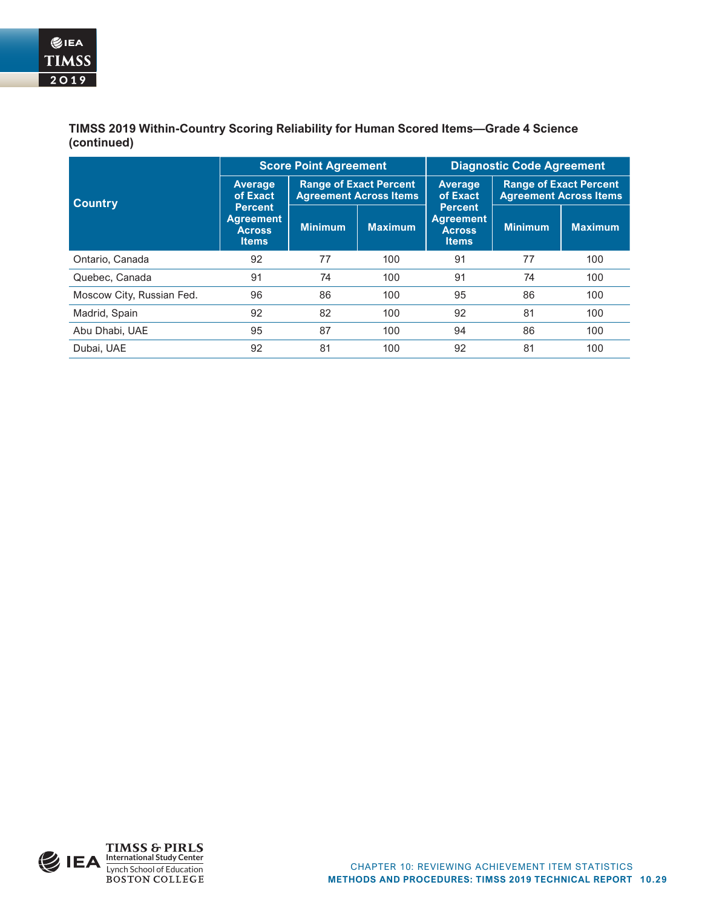**TIMSS 2019 Within-Country Scoring Reliability for Human Scored Items—Grade 4 Science (continued)**

| Country | Score Point Agreement | | | Diagnostic Code Agreement | | |
|---|---|---|---|---|---|---|
| | Average of Exact Percent Agreement Across Items | Range of Exact Percent Agreement Across Items | | Average of Exact Percent Agreement Across Items | Range of Exact Percent Agreement Across Items | |
| | | Minimum | Maximum | | Minimum | Maximum |
| Ontario, Canada | 92 | 77 | 100 | 91 | 77 | 100 |
| Quebec, Canada | 91 | 74 | 100 | 91 | 74 | 100 |
| Moscow City, Russian Fed. | 96 | 86 | 100 | 95 | 86 | 100 |
| Madrid, Spain | 92 | 82 | 100 | 92 | 81 | 100 |
| Abu Dhabi, UAE | 95 | 87 | 100 | 94 | 86 | 100 |
| Dubai, UAE | 92 | 81 | 100 | 92 | 81 | 100 |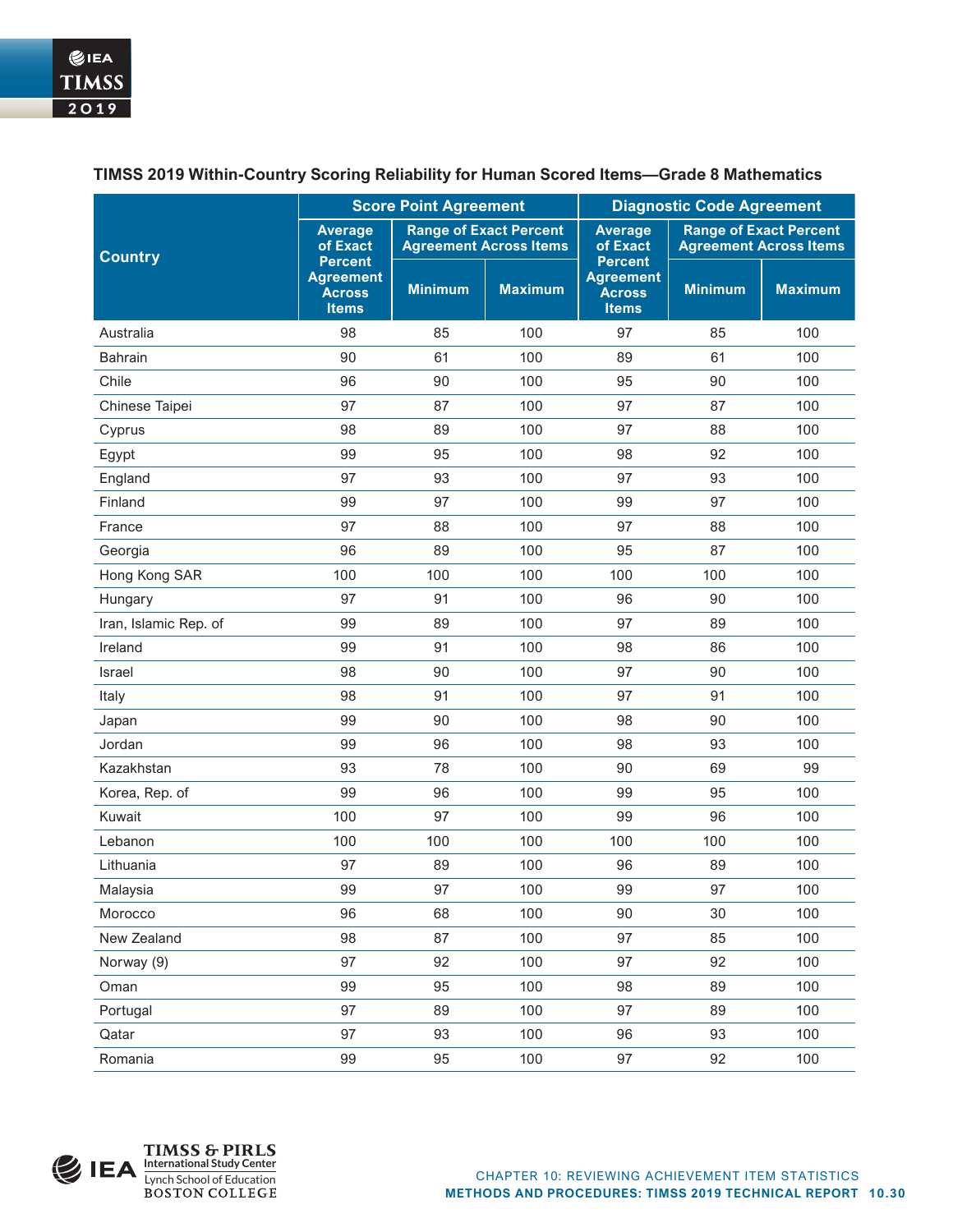**TIMSS 2019 Within-Country Scoring Reliability for Human Scored Items—Grade 8 Mathematics**

| Country | Score Point Agreement | | | Diagnostic Code Agreement | | |
|---|---|---|---|---|---|---|
| | Average of Exact Percent Agreement Across Items | Range of Exact Percent Agreement Across Items | | Average of Exact Percent Agreement Across Items | Range of Exact Percent Agreement Across Items | |
| | | Minimum | Maximum | | Minimum | Maximum |
| Australia | 98 | 85 | 100 | 97 | 85 | 100 |
| Bahrain | 90 | 61 | 100 | 89 | 61 | 100 |
| Chile | 96 | 90 | 100 | 95 | 90 | 100 |
| Chinese Taipei | 97 | 87 | 100 | 97 | 87 | 100 |
| Cyprus | 98 | 89 | 100 | 97 | 88 | 100 |
| Egypt | 99 | 95 | 100 | 98 | 92 | 100 |
| England | 97 | 93 | 100 | 97 | 93 | 100 |
| Finland | 99 | 97 | 100 | 99 | 97 | 100 |
| France | 97 | 88 | 100 | 97 | 88 | 100 |
| Georgia | 96 | 89 | 100 | 95 | 87 | 100 |
| Hong Kong SAR | 100 | 100 | 100 | 100 | 100 | 100 |
| Hungary | 97 | 91 | 100 | 96 | 90 | 100 |
| Iran, Islamic Rep. of | 99 | 89 | 100 | 97 | 89 | 100 |
| Ireland | 99 | 91 | 100 | 98 | 86 | 100 |
| Israel | 98 | 90 | 100 | 97 | 90 | 100 |
| Italy | 98 | 91 | 100 | 97 | 91 | 100 |
| Japan | 99 | 90 | 100 | 98 | 90 | 100 |
| Jordan | 99 | 96 | 100 | 98 | 93 | 100 |
| Kazakhstan | 93 | 78 | 100 | 90 | 69 | 99 |
| Korea, Rep. of | 99 | 96 | 100 | 99 | 95 | 100 |
| Kuwait | 100 | 97 | 100 | 99 | 96 | 100 |
| Lebanon | 100 | 100 | 100 | 100 | 100 | 100 |
| Lithuania | 97 | 89 | 100 | 96 | 89 | 100 |
| Malaysia | 99 | 97 | 100 | 99 | 97 | 100 |
| Morocco | 96 | 68 | 100 | 90 | 30 | 100 |
| New Zealand | 98 | 87 | 100 | 97 | 85 | 100 |
| Norway (9) | 97 | 92 | 100 | 97 | 92 | 100 |
| Oman | 99 | 95 | 100 | 98 | 89 | 100 |
| Portugal | 97 | 89 | 100 | 97 | 89 | 100 |
| Qatar | 97 | 93 | 100 | 96 | 93 | 100 |
| Romania | 99 | 95 | 100 | 97 | 92 | 100 |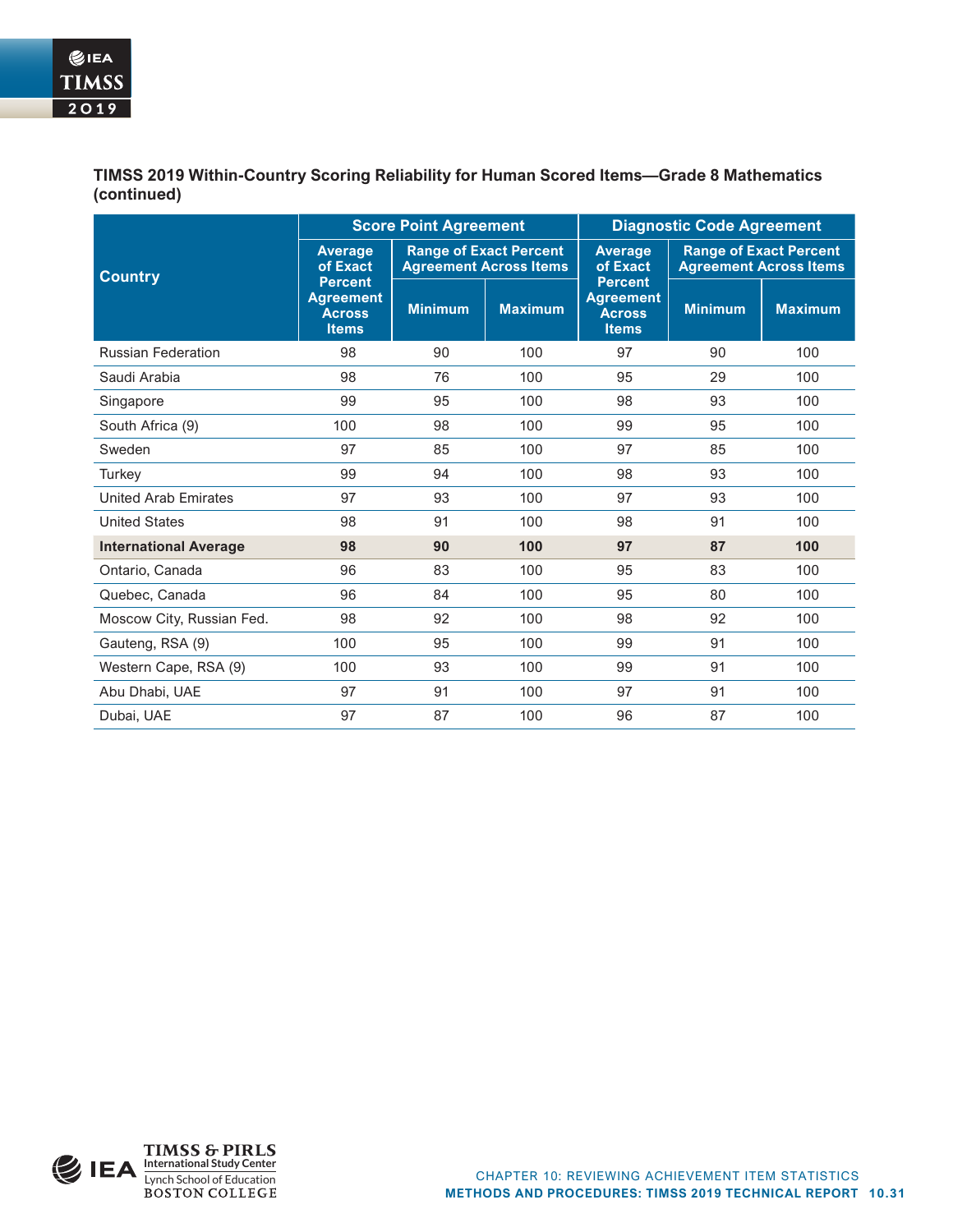**TIMSS 2019 Within-Country Scoring Reliability for Human Scored Items—Grade 8 Mathematics (continued)**

| Country | Score Point Agreement | | | Diagnostic Code Agreement | | |
|---|---|---|---|---|---|---|
| | Average of Exact Percent Agreement Across Items | Range of Exact Percent Agreement Across Items | | Average of Exact Percent Agreement Across Items | Range of Exact Percent Agreement Across Items | |
| | | Minimum | Maximum | | Minimum | Maximum |
| Russian Federation | 98 | 90 | 100 | 97 | 90 | 100 |
| Saudi Arabia | 98 | 76 | 100 | 95 | 29 | 100 |
| Singapore | 99 | 95 | 100 | 98 | 93 | 100 |
| South Africa (9) | 100 | 98 | 100 | 99 | 95 | 100 |
| Sweden | 97 | 85 | 100 | 97 | 85 | 100 |
| Turkey | 99 | 94 | 100 | 98 | 93 | 100 |
| United Arab Emirates | 97 | 93 | 100 | 97 | 93 | 100 |
| United States | 98 | 91 | 100 | 98 | 91 | 100 |
| **International Average** | **98** | **90** | **100** | **97** | **87** | **100** |
| Ontario, Canada | 96 | 83 | 100 | 95 | 83 | 100 |
| Quebec, Canada | 96 | 84 | 100 | 95 | 80 | 100 |
| Moscow City, Russian Fed. | 98 | 92 | 100 | 98 | 92 | 100 |
| Gauteng, RSA (9) | 100 | 95 | 100 | 99 | 91 | 100 |
| Western Cape, RSA (9) | 100 | 93 | 100 | 99 | 91 | 100 |
| Abu Dhabi, UAE | 97 | 91 | 100 | 97 | 91 | 100 |
| Dubai, UAE | 97 | 87 | 100 | 96 | 87 | 100 |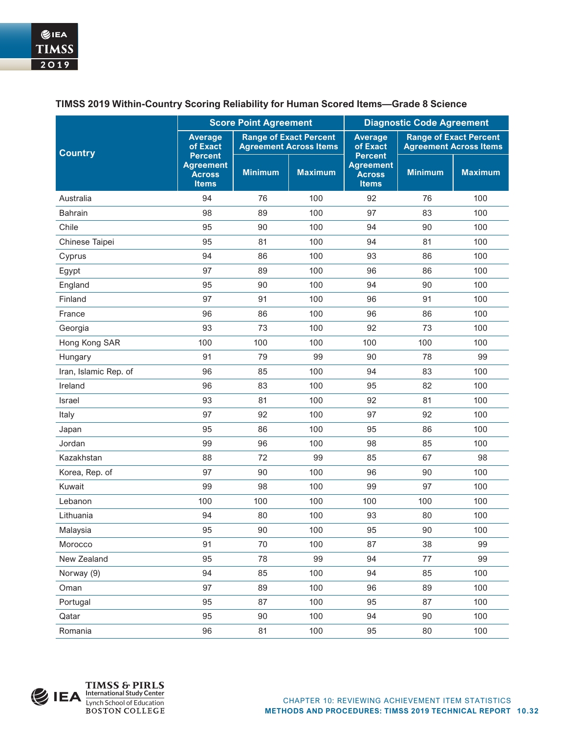### TIMSS 2019 Within-Country Scoring Reliability for Human Scored Items—Grade 8 Science

| Country | Score Point Agreement | | | Diagnostic Code Agreement | | |
|---|---|---|---|---|---|---|
| | Average of Exact Percent Agreement Across Items | Range of Exact Percent Agreement Across Items | | Average of Exact Percent Agreement Across Items | Range of Exact Percent Agreement Across Items | |
| | | Minimum | Maximum | | Minimum | Maximum |
| Australia | 94 | 76 | 100 | 92 | 76 | 100 |
| Bahrain | 98 | 89 | 100 | 97 | 83 | 100 |
| Chile | 95 | 90 | 100 | 94 | 90 | 100 |
| Chinese Taipei | 95 | 81 | 100 | 94 | 81 | 100 |
| Cyprus | 94 | 86 | 100 | 93 | 86 | 100 |
| Egypt | 97 | 89 | 100 | 96 | 86 | 100 |
| England | 95 | 90 | 100 | 94 | 90 | 100 |
| Finland | 97 | 91 | 100 | 96 | 91 | 100 |
| France | 96 | 86 | 100 | 96 | 86 | 100 |
| Georgia | 93 | 73 | 100 | 92 | 73 | 100 |
| Hong Kong SAR | 100 | 100 | 100 | 100 | 100 | 100 |
| Hungary | 91 | 79 | 99 | 90 | 78 | 99 |
| Iran, Islamic Rep. of | 96 | 85 | 100 | 94 | 83 | 100 |
| Ireland | 96 | 83 | 100 | 95 | 82 | 100 |
| Israel | 93 | 81 | 100 | 92 | 81 | 100 |
| Italy | 97 | 92 | 100 | 97 | 92 | 100 |
| Japan | 95 | 86 | 100 | 95 | 86 | 100 |
| Jordan | 99 | 96 | 100 | 98 | 85 | 100 |
| Kazakhstan | 88 | 72 | 99 | 85 | 67 | 98 |
| Korea, Rep. of | 97 | 90 | 100 | 96 | 90 | 100 |
| Kuwait | 99 | 98 | 100 | 99 | 97 | 100 |
| Lebanon | 100 | 100 | 100 | 100 | 100 | 100 |
| Lithuania | 94 | 80 | 100 | 93 | 80 | 100 |
| Malaysia | 95 | 90 | 100 | 95 | 90 | 100 |
| Morocco | 91 | 70 | 100 | 87 | 38 | 99 |
| New Zealand | 95 | 78 | 99 | 94 | 77 | 99 |
| Norway (9) | 94 | 85 | 100 | 94 | 85 | 100 |
| Oman | 97 | 89 | 100 | 96 | 89 | 100 |
| Portugal | 95 | 87 | 100 | 95 | 87 | 100 |
| Qatar | 95 | 90 | 100 | 94 | 90 | 100 |
| Romania | 96 | 81 | 100 | 95 | 80 | 100 |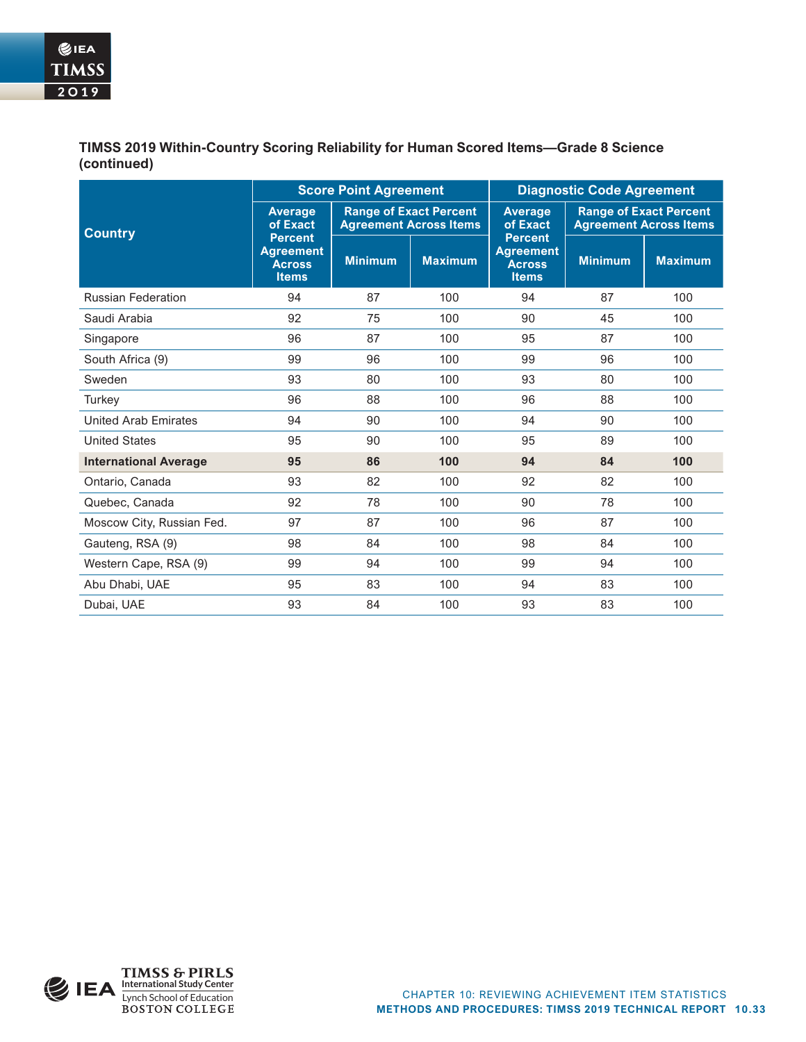**TIMSS 2019 Within-Country Scoring Reliability for Human Scored Items—Grade 8 Science (continued)**

| Country | Score Point Agreement | | | Diagnostic Code Agreement | | |
|---|---|---|---|---|---|---|
| | Average of Exact Percent Agreement Across Items | Range of Exact Percent Agreement Across Items | | Average of Exact Percent Agreement Across Items | Range of Exact Percent Agreement Across Items | |
| | | Minimum | Maximum | | Minimum | Maximum |
| Russian Federation | 94 | 87 | 100 | 94 | 87 | 100 |
| Saudi Arabia | 92 | 75 | 100 | 90 | 45 | 100 |
| Singapore | 96 | 87 | 100 | 95 | 87 | 100 |
| South Africa (9) | 99 | 96 | 100 | 99 | 96 | 100 |
| Sweden | 93 | 80 | 100 | 93 | 80 | 100 |
| Turkey | 96 | 88 | 100 | 96 | 88 | 100 |
| United Arab Emirates | 94 | 90 | 100 | 94 | 90 | 100 |
| United States | 95 | 90 | 100 | 95 | 89 | 100 |
| **International Average** | **95** | **86** | **100** | **94** | **84** | **100** |
| Ontario, Canada | 93 | 82 | 100 | 92 | 82 | 100 |
| Quebec, Canada | 92 | 78 | 100 | 90 | 78 | 100 |
| Moscow City, Russian Fed. | 97 | 87 | 100 | 96 | 87 | 100 |
| Gauteng, RSA (9) | 98 | 84 | 100 | 98 | 84 | 100 |
| Western Cape, RSA (9) | 99 | 94 | 100 | 99 | 94 | 100 |
| Abu Dhabi, UAE | 95 | 83 | 100 | 94 | 83 | 100 |
| Dubai, UAE | 93 | 84 | 100 | 93 | 83 | 100 |